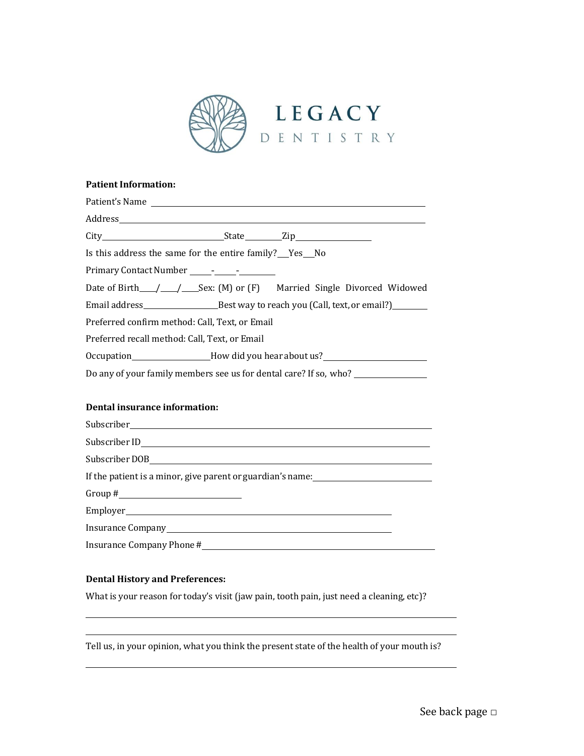# LEGACY DENTISTRY

**Patient Information:**

Patient's Name ____________________________________________

Address ____________________________________________

City ______________________ State ________ Zip ______________

Is this address the same for the entire family? ___Yes ___No

Primary Contact Number _____-_____-________

Date of Birth____/____/____Sex: (M) or (F)   Married Single Divorced Widowed

Email address ________________ Best way to reach you (Call, text, or email?) ________

Preferred confirm method: Call, Text, or Email

Preferred recall method: Call, Text, or Email

Occupation ________________ How did you hear about us? ____________________

Do any of your family members see us for dental care? If so, who? ______________

**Dental insurance information:**

Subscriber ____________________________________________

Subscriber ID ____________________________________________

Subscriber DOB ____________________________________________

If the patient is a minor, give parent or guardian's name: ______________________

Group # ______________________

Employer ____________________________________________

Insurance Company ____________________________________________

Insurance Company Phone # ____________________________________________

**Dental History and Preferences:**

What is your reason for today's visit (jaw pain, tooth pain, just need a cleaning, etc)?

____________________________________________

____________________________________________

Tell us, in your opinion, what you think the present state of the health of your mouth is?

____________________________________________

See back page □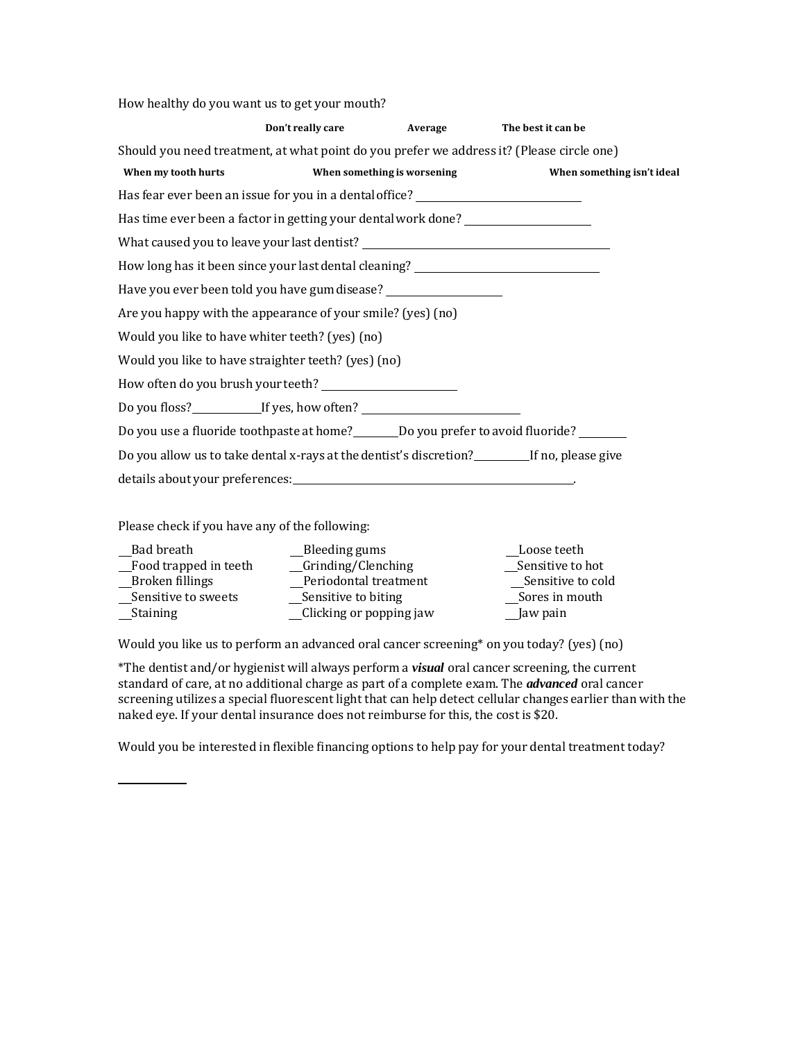How healthy do you want us to get your mouth?

**Don't really care** **Average** **The best it can be**

Should you need treatment, at what point do you prefer we address it? (Please circle one)

**When my tooth hurts** **When something is worsening** **When something isn't ideal**

Has fear ever been an issue for you in a dental office? ______________________________

Has time ever been a factor in getting your dental work done? ______________________

What caused you to leave your last dentist? ____________________________________________

How long has it been since your last dental cleaning? _________________________________

Have you ever been told you have gum disease? ___________________

Are you happy with the appearance of your smile? (yes) (no)

Would you like to have whiter teeth? (yes) (no)

Would you like to have straighter teeth? (yes) (no)

How often do you brush your teeth? ______________________

Do you floss?___________If yes, how often? __________________________

Do you use a fluoride toothpaste at home?________Do you prefer to avoid fluoride? ________

Do you allow us to take dental x-rays at the dentist's discretion?_________If no, please give details about your preferences:_______________________________________________.

Please check if you have any of the following:

| | | |
|---|---|---|
| __Bad breath | __Bleeding gums | __Loose teeth |
| __Food trapped in teeth | __Grinding/Clenching | __Sensitive to hot |
| __Broken fillings | __Periodontal treatment | __Sensitive to cold |
| __Sensitive to sweets | __Sensitive to biting | __Sores in mouth |
| __Staining | __Clicking or popping jaw | __Jaw pain |

Would you like us to perform an advanced oral cancer screening* on you today? (yes) (no)

*The dentist and/or hygienist will always perform a ***visual*** oral cancer screening, the current standard of care, at no additional charge as part of a complete exam. The ***advanced*** oral cancer screening utilizes a special fluorescent light that can help detect cellular changes earlier than with the naked eye. If your dental insurance does not reimburse for this, the cost is $20.

Would you be interested in flexible financing options to help pay for your dental treatment today?

___________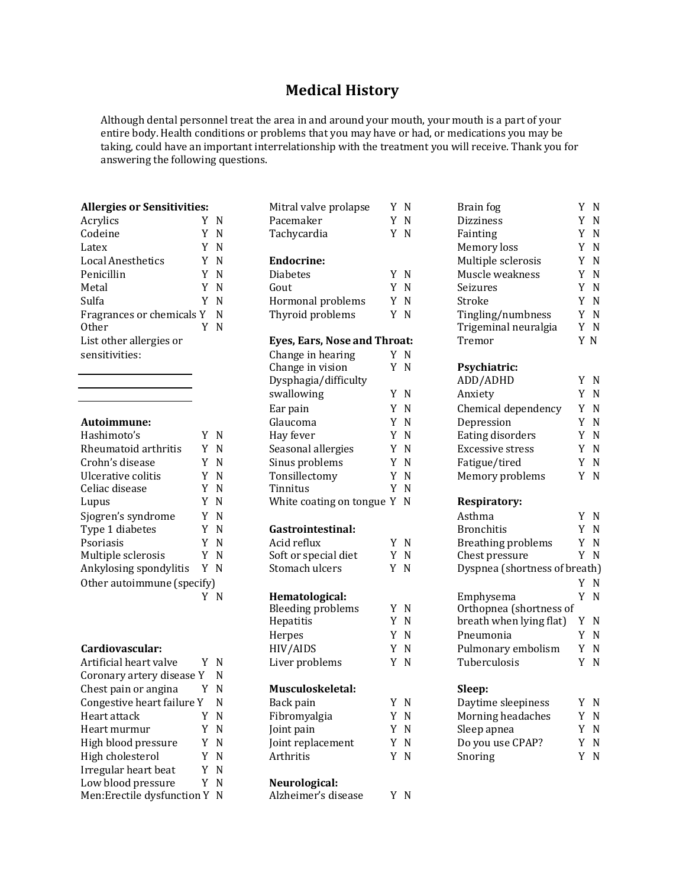# Medical History

Although dental personnel treat the area in and around your mouth, your mouth is a part of your entire body. Health conditions or problems that you may have or had, or medications you may be taking, could have an important interrelationship with the treatment you will receive. Thank you for answering the following questions.

**Allergies or Sensitivities:**

| | | |
|---|---|---|
| Acrylics | Y | N |
| Codeine | Y | N |
| Latex | Y | N |
| Local Anesthetics | Y | N |
| Penicillin | Y | N |
| Metal | Y | N |
| Sulfa | Y | N |
| Fragrances or chemicals | Y | N |
| Other | Y | N |

List other allergies or sensitivities:

\_\_\_\_\_\_\_\_\_\_\_\_\_\_\_\_\_\_\_\_

\_\_\_\_\_\_\_\_\_\_\_\_\_\_\_\_\_\_\_\_

\_\_\_\_\_\_\_\_\_\_\_\_\_\_\_\_\_\_\_\_

**Autoimmune:**

| | | |
|---|---|---|
| Hashimoto's | Y | N |
| Rheumatoid arthritis | Y | N |
| Crohn's disease | Y | N |
| Ulcerative colitis | Y | N |
| Celiac disease | Y | N |
| Lupus | Y | N |
| Sjogren's syndrome | Y | N |
| Type 1 diabetes | Y | N |
| Psoriasis | Y | N |
| Multiple sclerosis | Y | N |
| Ankylosing spondylitis | Y | N |
| Other autoimmune (specify) | Y | N |

**Cardiovascular:**

| | | |
|---|---|---|
| Artificial heart valve | Y | N |
| Coronary artery disease | Y | N |
| Chest pain or angina | Y | N |
| Congestive heart failure | Y | N |
| Heart attack | Y | N |
| Heart murmur | Y | N |
| High blood pressure | Y | N |
| High cholesterol | Y | N |
| Irregular heart beat | Y | N |
| Low blood pressure | Y | N |
| Men:Erectile dysfunction | Y | N |
| Mitral valve prolapse | Y | N |
| Pacemaker | Y | N |
| Tachycardia | Y | N |

**Endocrine:**

| | | |
|---|---|---|
| Diabetes | Y | N |
| Gout | Y | N |
| Hormonal problems | Y | N |
| Thyroid problems | Y | N |

**Eyes, Ears, Nose and Throat:**

| | | |
|---|---|---|
| Change in hearing | Y | N |
| Change in vision | Y | N |
| Dysphagia/difficulty swallowing | Y | N |
| Ear pain | Y | N |
| Glaucoma | Y | N |
| Hay fever | Y | N |
| Seasonal allergies | Y | N |
| Sinus problems | Y | N |
| Tonsillectomy | Y | N |
| Tinnitus | Y | N |
| White coating on tongue | Y | N |

**Gastrointestinal:**

| | | |
|---|---|---|
| Acid reflux | Y | N |
| Soft or special diet | Y | N |
| Stomach ulcers | Y | N |

**Hematological:**

| | | |
|---|---|---|
| Bleeding problems | Y | N |
| Hepatitis | Y | N |
| Herpes | Y | N |
| HIV/AIDS | Y | N |
| Liver problems | Y | N |

**Musculoskeletal:**

| | | |
|---|---|---|
| Back pain | Y | N |
| Fibromyalgia | Y | N |
| Joint pain | Y | N |
| Joint replacement | Y | N |
| Arthritis | Y | N |

**Neurological:**

| | | |
|---|---|---|
| Alzheimer's disease | Y | N |
| Brain fog | Y | N |
| Dizziness | Y | N |
| Fainting | Y | N |
| Memory loss | Y | N |
| Multiple sclerosis | Y | N |
| Muscle weakness | Y | N |
| Seizures | Y | N |
| Stroke | Y | N |
| Tingling/numbness | Y | N |
| Trigeminal neuralgia | Y | N |
| Tremor | Y | N |

**Psychiatric:**

| | | |
|---|---|---|
| ADD/ADHD | Y | N |
| Anxiety | Y | N |
| Chemical dependency | Y | N |
| Depression | Y | N |
| Eating disorders | Y | N |
| Excessive stress | Y | N |
| Fatigue/tired | Y | N |
| Memory problems | Y | N |

**Respiratory:**

| | | |
|---|---|---|
| Asthma | Y | N |
| Bronchitis | Y | N |
| Breathing problems | Y | N |
| Chest pressure | Y | N |
| Dyspnea (shortness of breath) | Y | N |
| Emphysema | Y | N |
| Orthopnea (shortness of breath when lying flat) | Y | N |
| Pneumonia | Y | N |
| Pulmonary embolism | Y | N |
| Tuberculosis | Y | N |

**Sleep:**

| | | |
|---|---|---|
| Daytime sleepiness | Y | N |
| Morning headaches | Y | N |
| Sleep apnea | Y | N |
| Do you use CPAP? | Y | N |
| Snoring | Y | N |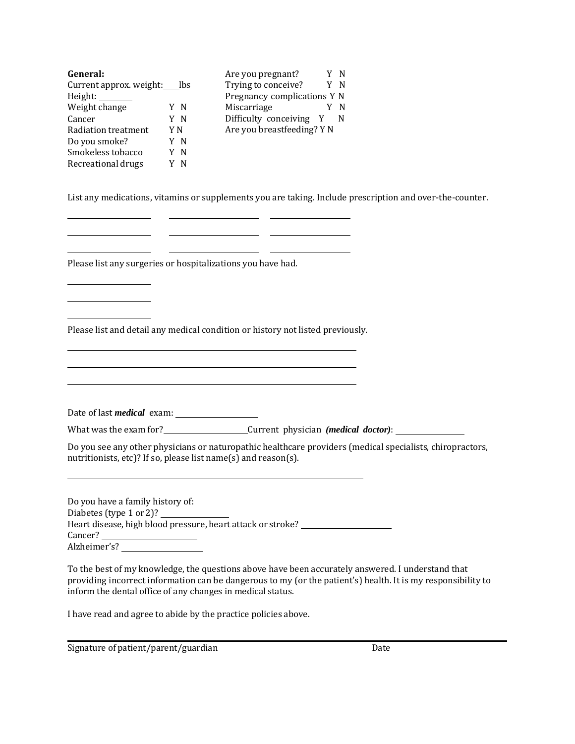**General:**

Current approx. weight:____lbs

Height: ________

| | |
|---|---|
| Weight change | Y N |
| Cancer | Y N |
| Radiation treatment | Y N |
| Do you smoke? | Y N |
| Smokeless tobacco | Y N |
| Recreational drugs | Y N |

| | |
|---|---|
| Are you pregnant? | Y N |
| Trying to conceive? | Y N |
| Pregnancy complications | Y N |
| Miscarriage | Y N |
| Difficulty conceiving | Y N |
| Are you breastfeeding? | Y N |

List any medications, vitamins or supplements you are taking. Include prescription and over-the-counter.

____________________ ____________________ ____________________

____________________ ____________________ ____________________

____________________ ____________________ ____________________

Please list any surgeries or hospitalizations you have had.

____________________

____________________

____________________

Please list and detail any medical condition or history not listed previously.

______________________________________________________________________

______________________________________________________________________

______________________________________________________________________

Date of last ***medical*** exam: ____________________

What was the exam for? ____________________ Current physician ***(medical doctor)***: ________________

Do you see any other physicians or naturopathic healthcare providers (medical specialists, chiropractors, nutritionists, etc)? If so, please list name(s) and reason(s).

______________________________________________________________________

Do you have a family history of:

Diabetes (type 1 or 2)? ________________

Heart disease, high blood pressure, heart attack or stroke? ______________________

Cancer? ______________________

Alzheimer's? ____________________

To the best of my knowledge, the questions above have been accurately answered. I understand that providing incorrect information can be dangerous to my (or the patient's) health. It is my responsibility to inform the dental office of any changes in medical status.

I have read and agree to abide by the practice policies above.

______________________________________________________________________

Signature of patient/parent/guardian Date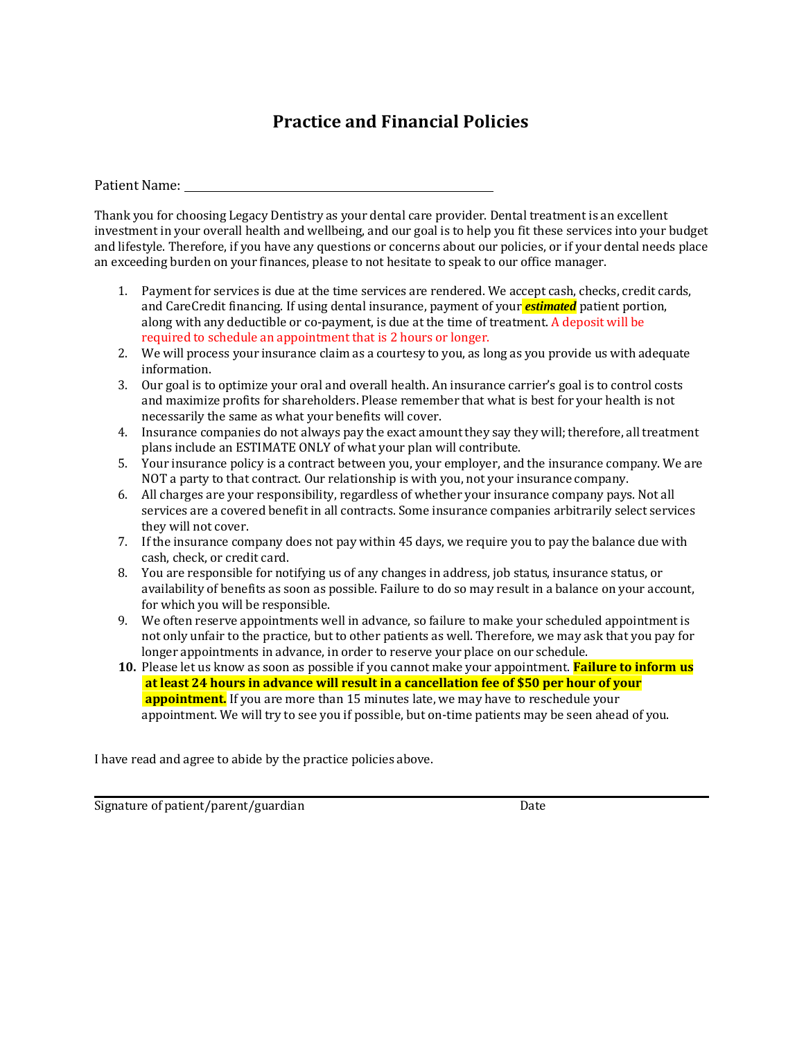# Practice and Financial Policies

Patient Name: ______________________________________

Thank you for choosing Legacy Dentistry as your dental care provider. Dental treatment is an excellent investment in your overall health and wellbeing, and our goal is to help you fit these services into your budget and lifestyle. Therefore, if you have any questions or concerns about our policies, or if your dental needs place an exceeding burden on your finances, please to not hesitate to speak to our office manager.

1. Payment for services is due at the time services are rendered. We accept cash, checks, credit cards, and CareCredit financing. If using dental insurance, payment of your ***estimated*** patient portion, along with any deductible or co-payment, is due at the time of treatment. A deposit will be required to schedule an appointment that is 2 hours or longer.
2. We will process your insurance claim as a courtesy to you, as long as you provide us with adequate information.
3. Our goal is to optimize your oral and overall health. An insurance carrier's goal is to control costs and maximize profits for shareholders. Please remember that what is best for your health is not necessarily the same as what your benefits will cover.
4. Insurance companies do not always pay the exact amount they say they will; therefore, all treatment plans include an ESTIMATE ONLY of what your plan will contribute.
5. Your insurance policy is a contract between you, your employer, and the insurance company. We are NOT a party to that contract. Our relationship is with you, not your insurance company.
6. All charges are your responsibility, regardless of whether your insurance company pays. Not all services are a covered benefit in all contracts. Some insurance companies arbitrarily select services they will not cover.
7. If the insurance company does not pay within 45 days, we require you to pay the balance due with cash, check, or credit card.
8. You are responsible for notifying us of any changes in address, job status, insurance status, or availability of benefits as soon as possible. Failure to do so may result in a balance on your account, for which you will be responsible.
9. We often reserve appointments well in advance, so failure to make your scheduled appointment is not only unfair to the practice, but to other patients as well. Therefore, we may ask that you pay for longer appointments in advance, in order to reserve your place on our schedule.
10. Please let us know as soon as possible if you cannot make your appointment. **Failure to inform us at least 24 hours in advance will result in a cancellation fee of $50 per hour of your appointment.** If you are more than 15 minutes late, we may have to reschedule your appointment. We will try to see you if possible, but on-time patients may be seen ahead of you.

I have read and agree to abide by the practice policies above.

______________________________________________________________

Signature of patient/parent/guardian Date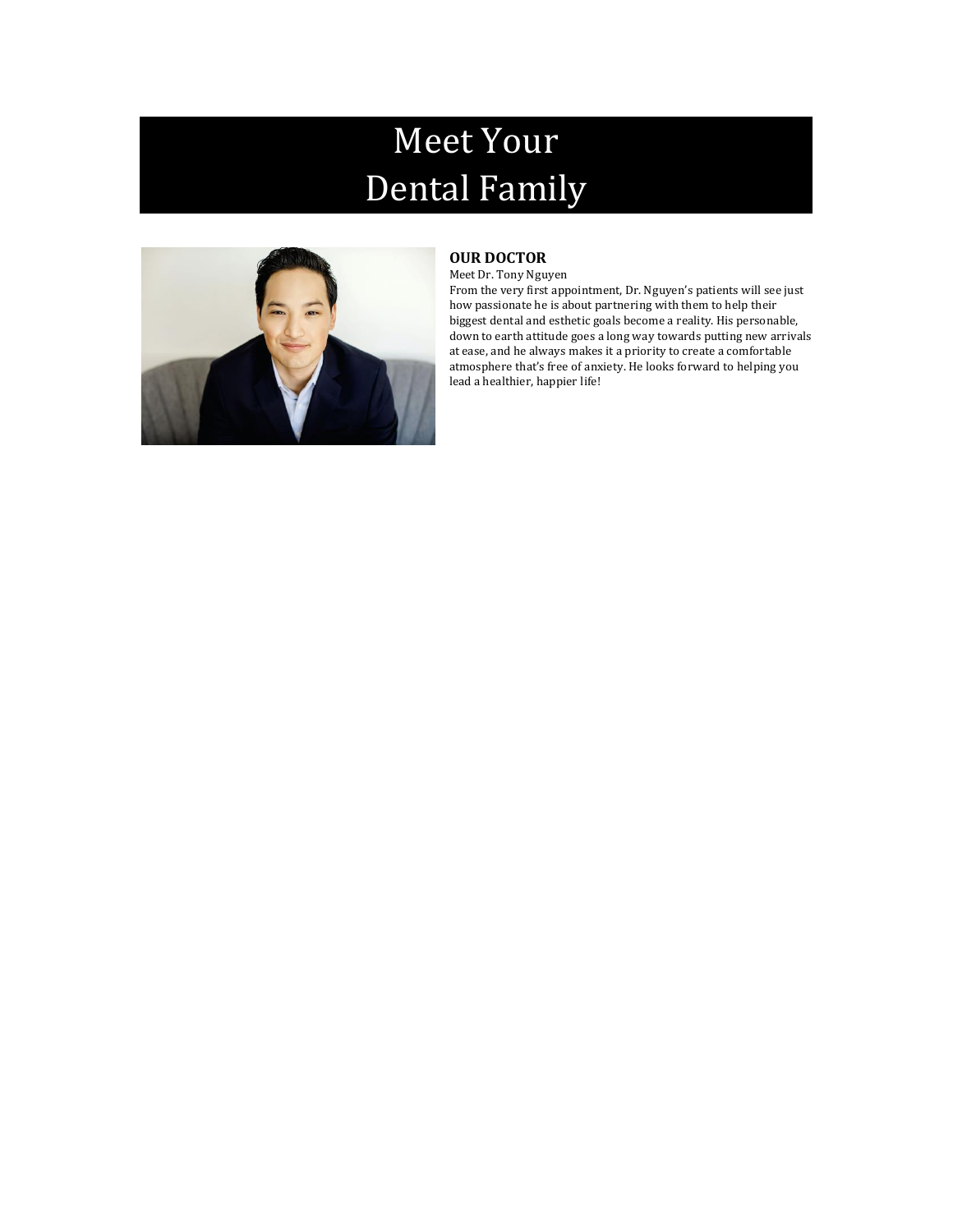# Meet Your Dental Family

## OUR DOCTOR

Meet Dr. Tony Nguyen

From the very first appointment, Dr. Nguyen's patients will see just how passionate he is about partnering with them to help their biggest dental and esthetic goals become a reality. His personable, down to earth attitude goes a long way towards putting new arrivals at ease, and he always makes it a priority to create a comfortable atmosphere that's free of anxiety. He looks forward to helping you lead a healthier, happier life!